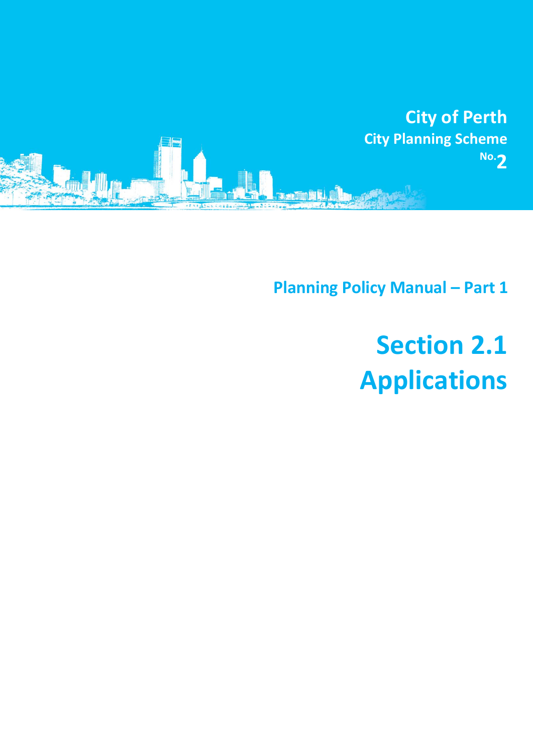City of Perth

City Planning Scheme No.2

## Planning Policy Manual – Part 1

# Section 2.1 Applications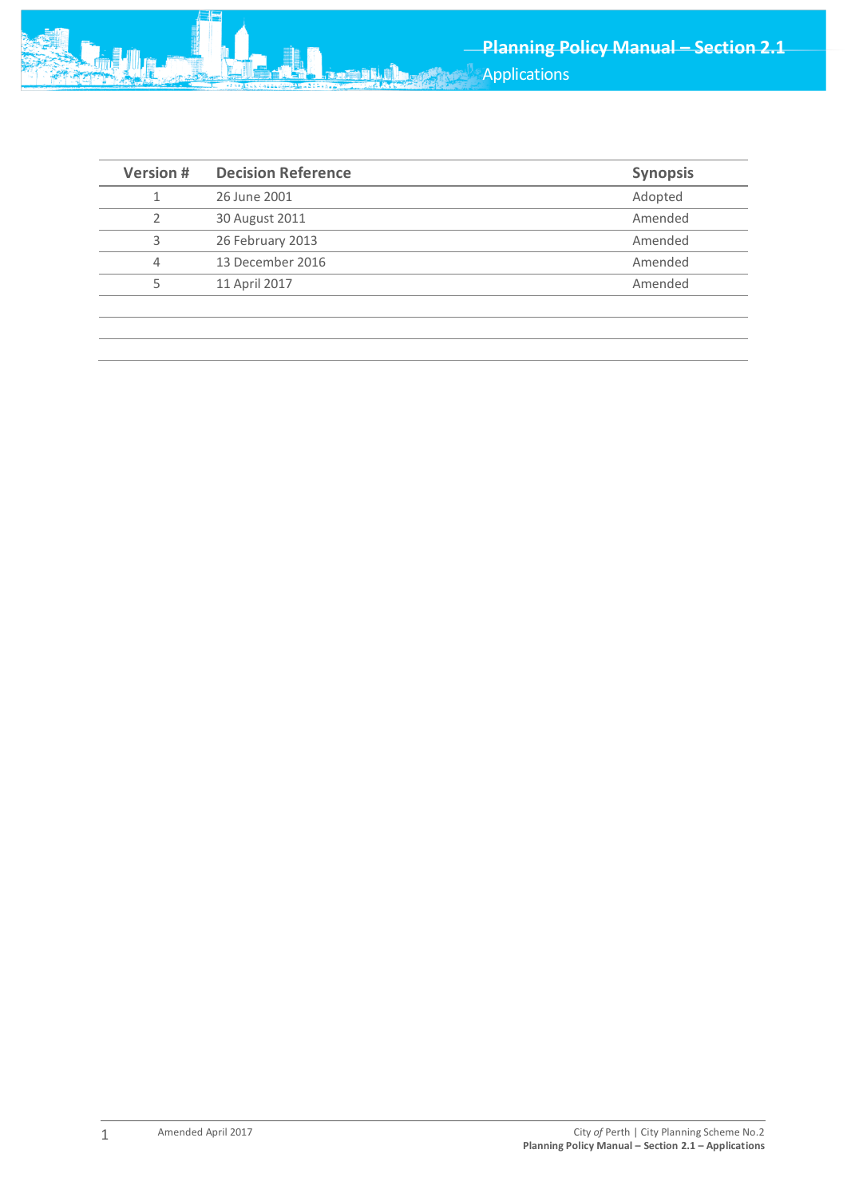| Version # | Decision Reference | Synopsis |
|---|---|---|
| 1 | 26 June 2001 | Adopted |
| 2 | 30 August 2011 | Amended |
| 3 | 26 February 2013 | Amended |
| 4 | 13 December 2016 | Amended |
| 5 | 11 April 2017 | Amended |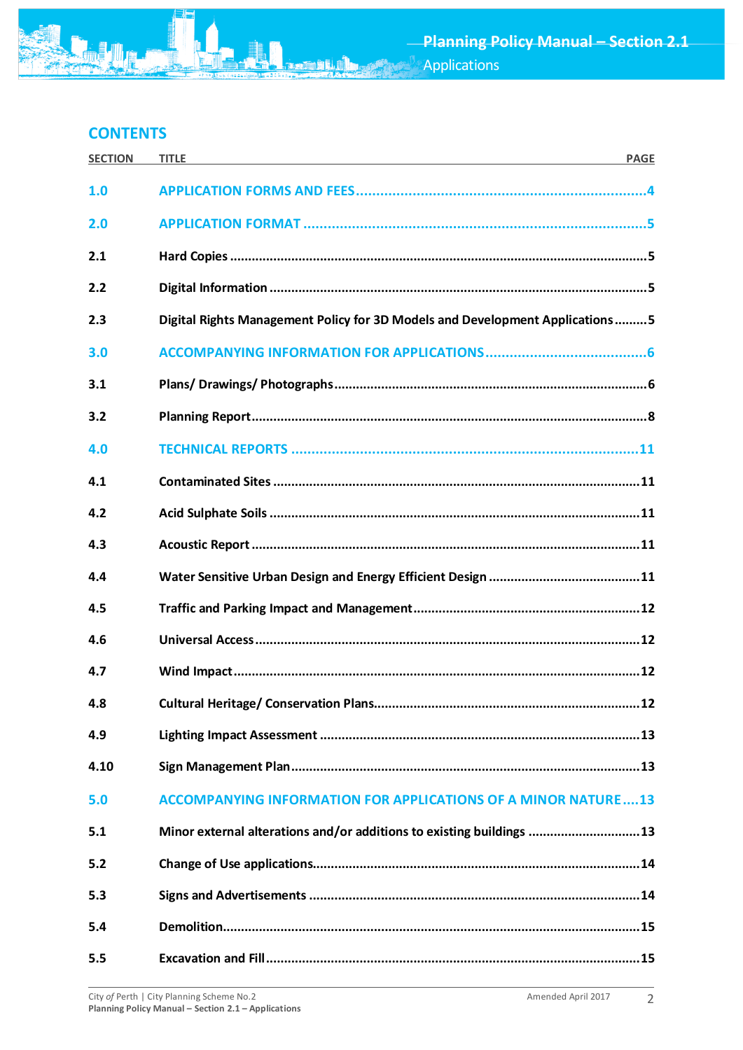## CONTENTS

| SECTION | TITLE | PAGE |
|---|---|---|
| **1.0** | **APPLICATION FORMS AND FEES** | **4** |
| **2.0** | **APPLICATION FORMAT** | **5** |
| 2.1 | Hard Copies | 5 |
| 2.2 | Digital Information | 5 |
| 2.3 | Digital Rights Management Policy for 3D Models and Development Applications | 5 |
| **3.0** | **ACCOMPANYING INFORMATION FOR APPLICATIONS** | **6** |
| 3.1 | Plans/ Drawings/ Photographs | 6 |
| 3.2 | Planning Report | 8 |
| **4.0** | **TECHNICAL REPORTS** | **11** |
| 4.1 | Contaminated Sites | 11 |
| 4.2 | Acid Sulphate Soils | 11 |
| 4.3 | Acoustic Report | 11 |
| 4.4 | Water Sensitive Urban Design and Energy Efficient Design | 11 |
| 4.5 | Traffic and Parking Impact and Management | 12 |
| 4.6 | Universal Access | 12 |
| 4.7 | Wind Impact | 12 |
| 4.8 | Cultural Heritage/ Conservation Plans | 12 |
| 4.9 | Lighting Impact Assessment | 13 |
| 4.10 | Sign Management Plan | 13 |
| **5.0** | **ACCOMPANYING INFORMATION FOR APPLICATIONS OF A MINOR NATURE** | **13** |
| 5.1 | Minor external alterations and/or additions to existing buildings | 13 |
| 5.2 | Change of Use applications | 14 |
| 5.3 | Signs and Advertisements | 14 |
| 5.4 | Demolition | 15 |
| 5.5 | Excavation and Fill | 15 |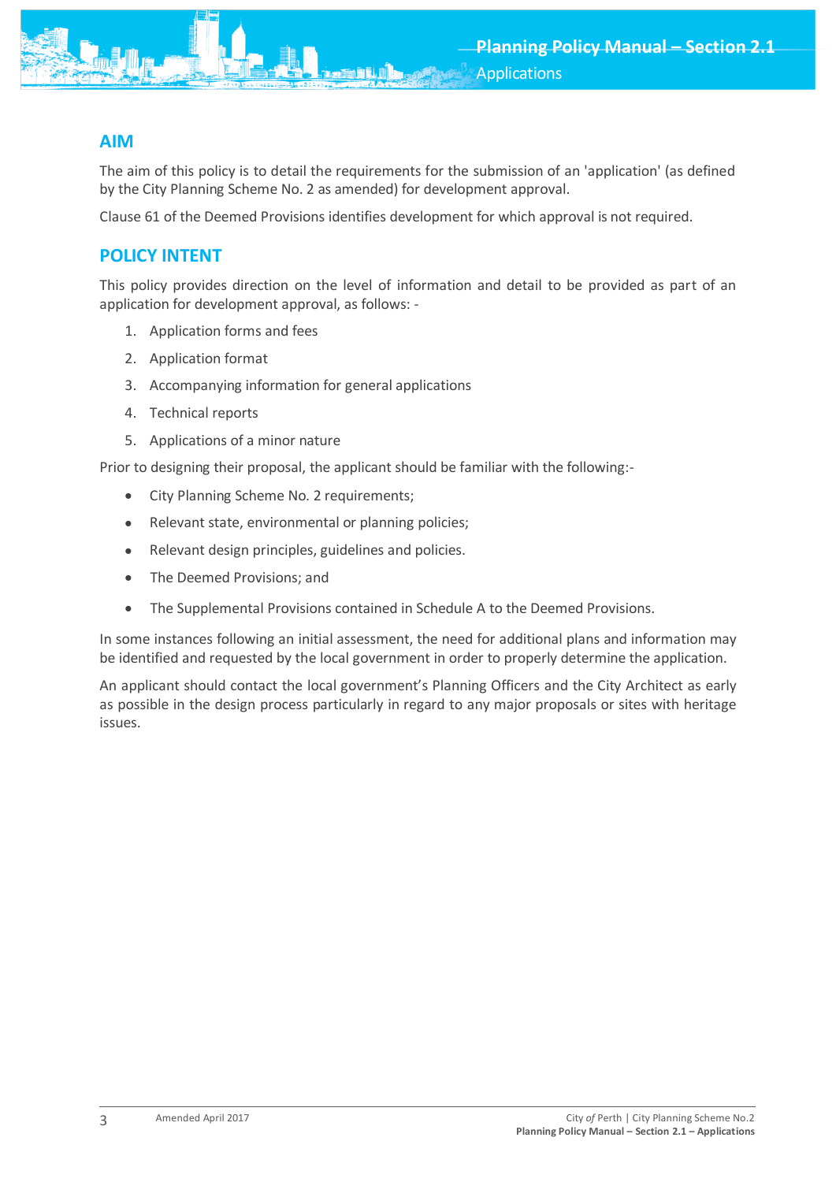## AIM

The aim of this policy is to detail the requirements for the submission of an 'application' (as defined by the City Planning Scheme No. 2 as amended) for development approval.

Clause 61 of the Deemed Provisions identifies development for which approval is not required.

## POLICY INTENT

This policy provides direction on the level of information and detail to be provided as part of an application for development approval, as follows: -

1. Application forms and fees
2. Application format
3. Accompanying information for general applications
4. Technical reports
5. Applications of a minor nature

Prior to designing their proposal, the applicant should be familiar with the following:-

- City Planning Scheme No. 2 requirements;
- Relevant state, environmental or planning policies;
- Relevant design principles, guidelines and policies.
- The Deemed Provisions; and
- The Supplemental Provisions contained in Schedule A to the Deemed Provisions.

In some instances following an initial assessment, the need for additional plans and information may be identified and requested by the local government in order to properly determine the application.

An applicant should contact the local government's Planning Officers and the City Architect as early as possible in the design process particularly in regard to any major proposals or sites with heritage issues.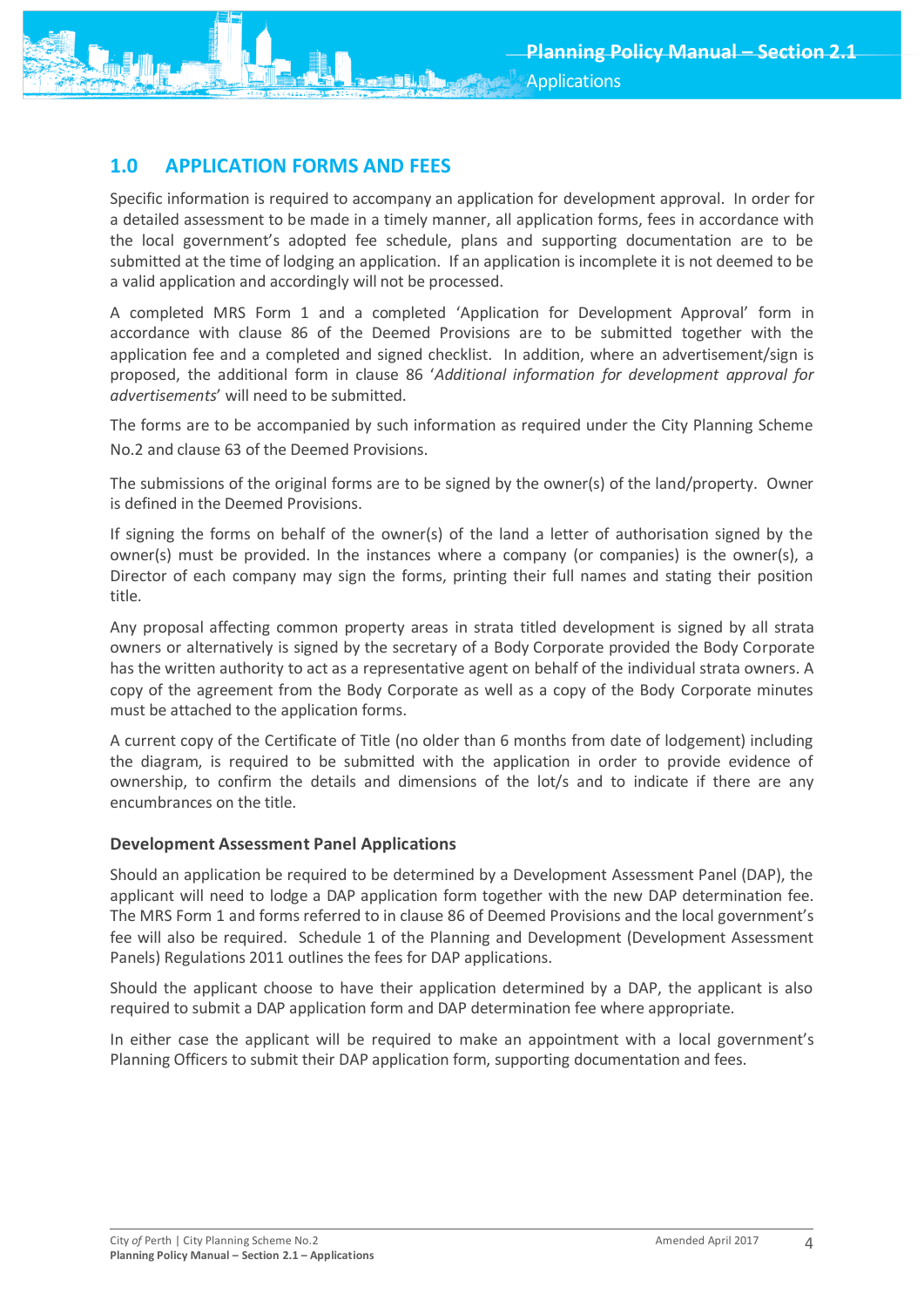## 1.0 APPLICATION FORMS AND FEES

Specific information is required to accompany an application for development approval. In order for a detailed assessment to be made in a timely manner, all application forms, fees in accordance with the local government's adopted fee schedule, plans and supporting documentation are to be submitted at the time of lodging an application. If an application is incomplete it is not deemed to be a valid application and accordingly will not be processed.

A completed MRS Form 1 and a completed 'Application for Development Approval' form in accordance with clause 86 of the Deemed Provisions are to be submitted together with the application fee and a completed and signed checklist. In addition, where an advertisement/sign is proposed, the additional form in clause 86 '*Additional information for development approval for advertisements*' will need to be submitted.

The forms are to be accompanied by such information as required under the City Planning Scheme No.2 and clause 63 of the Deemed Provisions.

The submissions of the original forms are to be signed by the owner(s) of the land/property. Owner is defined in the Deemed Provisions.

If signing the forms on behalf of the owner(s) of the land a letter of authorisation signed by the owner(s) must be provided. In the instances where a company (or companies) is the owner(s), a Director of each company may sign the forms, printing their full names and stating their position title.

Any proposal affecting common property areas in strata titled development is signed by all strata owners or alternatively is signed by the secretary of a Body Corporate provided the Body Corporate has the written authority to act as a representative agent on behalf of the individual strata owners. A copy of the agreement from the Body Corporate as well as a copy of the Body Corporate minutes must be attached to the application forms.

A current copy of the Certificate of Title (no older than 6 months from date of lodgement) including the diagram, is required to be submitted with the application in order to provide evidence of ownership, to confirm the details and dimensions of the lot/s and to indicate if there are any encumbrances on the title.

### Development Assessment Panel Applications

Should an application be required to be determined by a Development Assessment Panel (DAP), the applicant will need to lodge a DAP application form together with the new DAP determination fee. The MRS Form 1 and forms referred to in clause 86 of Deemed Provisions and the local government's fee will also be required. Schedule 1 of the Planning and Development (Development Assessment Panels) Regulations 2011 outlines the fees for DAP applications.

Should the applicant choose to have their application determined by a DAP, the applicant is also required to submit a DAP application form and DAP determination fee where appropriate.

In either case the applicant will be required to make an appointment with a local government's Planning Officers to submit their DAP application form, supporting documentation and fees.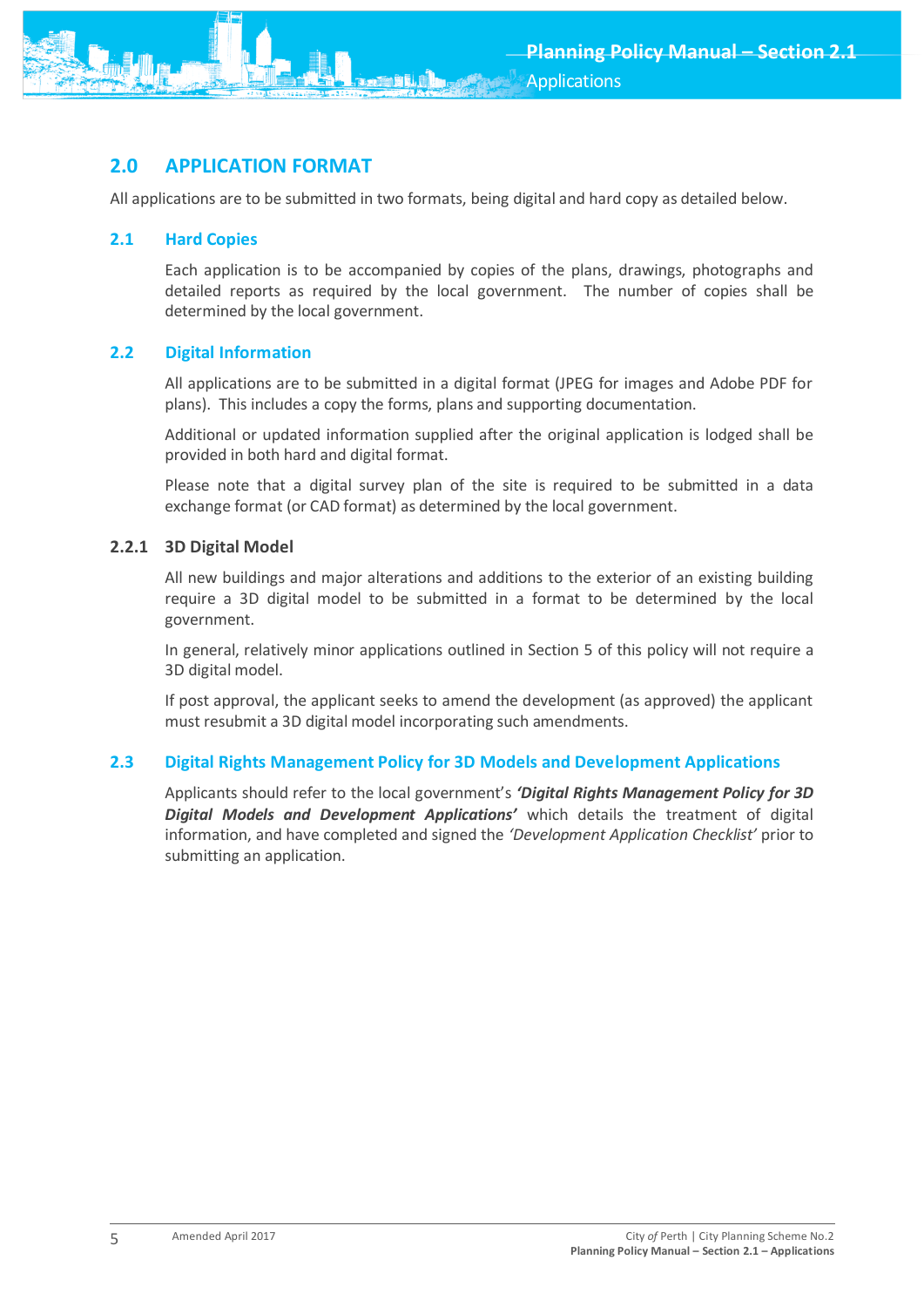## 2.0 APPLICATION FORMAT

All applications are to be submitted in two formats, being digital and hard copy as detailed below.

### 2.1 Hard Copies

Each application is to be accompanied by copies of the plans, drawings, photographs and detailed reports as required by the local government. The number of copies shall be determined by the local government.

### 2.2 Digital Information

All applications are to be submitted in a digital format (JPEG for images and Adobe PDF for plans). This includes a copy the forms, plans and supporting documentation.

Additional or updated information supplied after the original application is lodged shall be provided in both hard and digital format.

Please note that a digital survey plan of the site is required to be submitted in a data exchange format (or CAD format) as determined by the local government.

#### 2.2.1 3D Digital Model

All new buildings and major alterations and additions to the exterior of an existing building require a 3D digital model to be submitted in a format to be determined by the local government.

In general, relatively minor applications outlined in Section 5 of this policy will not require a 3D digital model.

If post approval, the applicant seeks to amend the development (as approved) the applicant must resubmit a 3D digital model incorporating such amendments.

### 2.3 Digital Rights Management Policy for 3D Models and Development Applications

Applicants should refer to the local government's ***'Digital Rights Management Policy for 3D Digital Models and Development Applications'*** which details the treatment of digital information, and have completed and signed the *'Development Application Checklist'* prior to submitting an application.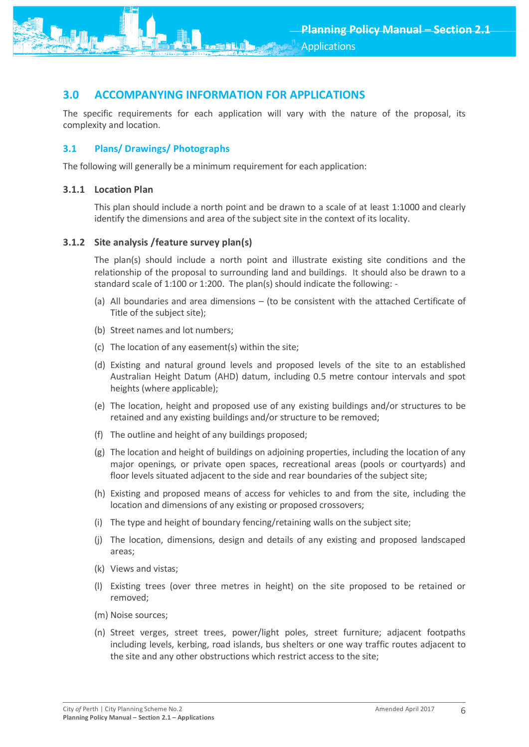## 3.0 ACCOMPANYING INFORMATION FOR APPLICATIONS

The specific requirements for each application will vary with the nature of the proposal, its complexity and location.

### 3.1 Plans/ Drawings/ Photographs

The following will generally be a minimum requirement for each application:

#### 3.1.1 Location Plan

This plan should include a north point and be drawn to a scale of at least 1:1000 and clearly identify the dimensions and area of the subject site in the context of its locality.

#### 3.1.2 Site analysis /feature survey plan(s)

The plan(s) should include a north point and illustrate existing site conditions and the relationship of the proposal to surrounding land and buildings. It should also be drawn to a standard scale of 1:100 or 1:200. The plan(s) should indicate the following: -

(a) All boundaries and area dimensions – (to be consistent with the attached Certificate of Title of the subject site);

(b) Street names and lot numbers;

(c) The location of any easement(s) within the site;

(d) Existing and natural ground levels and proposed levels of the site to an established Australian Height Datum (AHD) datum, including 0.5 metre contour intervals and spot heights (where applicable);

(e) The location, height and proposed use of any existing buildings and/or structures to be retained and any existing buildings and/or structure to be removed;

(f) The outline and height of any buildings proposed;

(g) The location and height of buildings on adjoining properties, including the location of any major openings, or private open spaces, recreational areas (pools or courtyards) and floor levels situated adjacent to the side and rear boundaries of the subject site;

(h) Existing and proposed means of access for vehicles to and from the site, including the location and dimensions of any existing or proposed crossovers;

(i) The type and height of boundary fencing/retaining walls on the subject site;

(j) The location, dimensions, design and details of any existing and proposed landscaped areas;

(k) Views and vistas;

(l) Existing trees (over three metres in height) on the site proposed to be retained or removed;

(m) Noise sources;

(n) Street verges, street trees, power/light poles, street furniture; adjacent footpaths including levels, kerbing, road islands, bus shelters or one way traffic routes adjacent to the site and any other obstructions which restrict access to the site;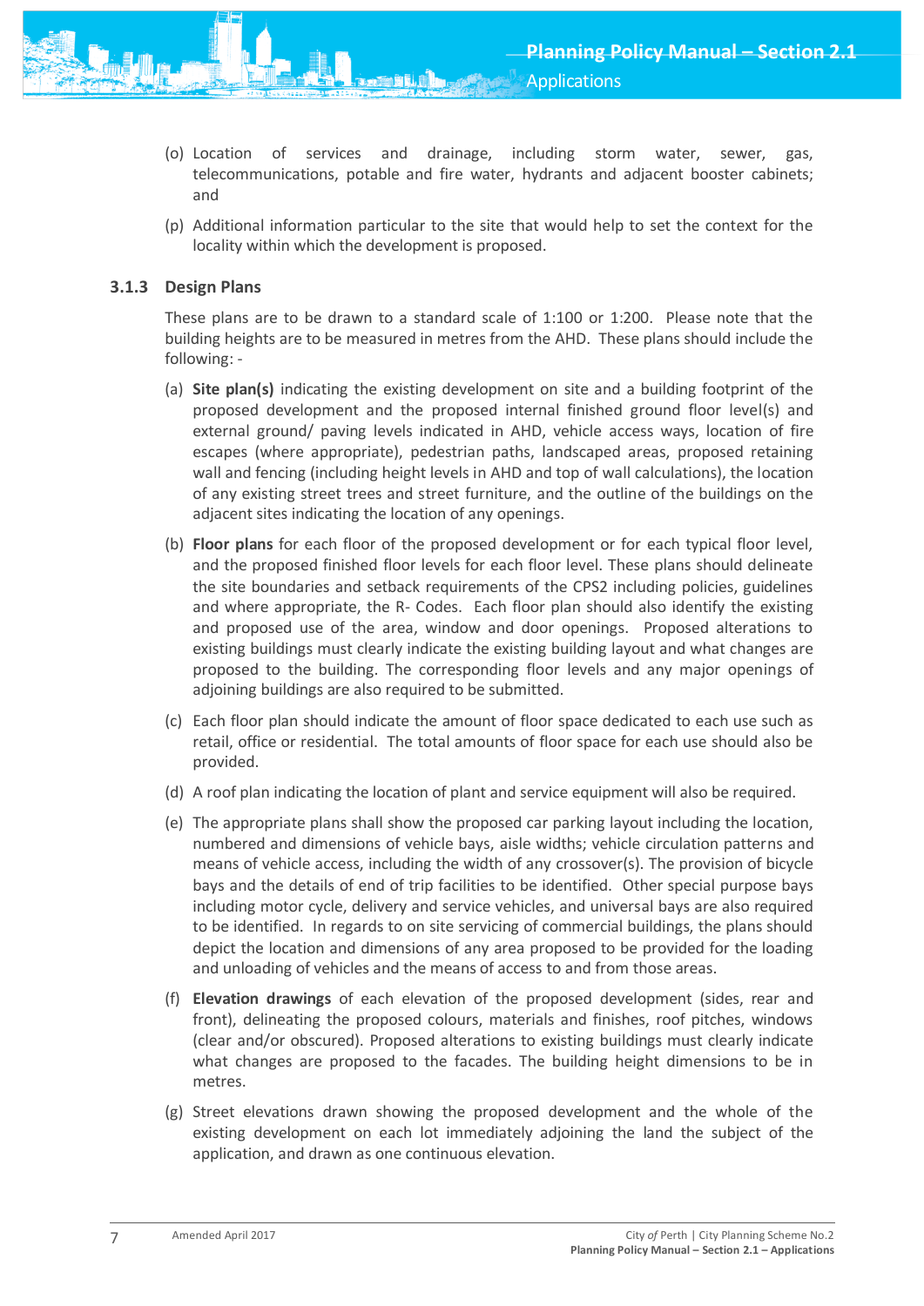(o) Location of services and drainage, including storm water, sewer, gas, telecommunications, potable and fire water, hydrants and adjacent booster cabinets; and

(p) Additional information particular to the site that would help to set the context for the locality within which the development is proposed.

### 3.1.3 Design Plans

These plans are to be drawn to a standard scale of 1:100 or 1:200. Please note that the building heights are to be measured in metres from the AHD. These plans should include the following: -

(a) **Site plan(s)** indicating the existing development on site and a building footprint of the proposed development and the proposed internal finished ground floor level(s) and external ground/ paving levels indicated in AHD, vehicle access ways, location of fire escapes (where appropriate), pedestrian paths, landscaped areas, proposed retaining wall and fencing (including height levels in AHD and top of wall calculations), the location of any existing street trees and street furniture, and the outline of the buildings on the adjacent sites indicating the location of any openings.

(b) **Floor plans** for each floor of the proposed development or for each typical floor level, and the proposed finished floor levels for each floor level. These plans should delineate the site boundaries and setback requirements of the CPS2 including policies, guidelines and where appropriate, the R- Codes. Each floor plan should also identify the existing and proposed use of the area, window and door openings. Proposed alterations to existing buildings must clearly indicate the existing building layout and what changes are proposed to the building. The corresponding floor levels and any major openings of adjoining buildings are also required to be submitted.

(c) Each floor plan should indicate the amount of floor space dedicated to each use such as retail, office or residential. The total amounts of floor space for each use should also be provided.

(d) A roof plan indicating the location of plant and service equipment will also be required.

(e) The appropriate plans shall show the proposed car parking layout including the location, numbered and dimensions of vehicle bays, aisle widths; vehicle circulation patterns and means of vehicle access, including the width of any crossover(s). The provision of bicycle bays and the details of end of trip facilities to be identified. Other special purpose bays including motor cycle, delivery and service vehicles, and universal bays are also required to be identified. In regards to on site servicing of commercial buildings, the plans should depict the location and dimensions of any area proposed to be provided for the loading and unloading of vehicles and the means of access to and from those areas.

(f) **Elevation drawings** of each elevation of the proposed development (sides, rear and front), delineating the proposed colours, materials and finishes, roof pitches, windows (clear and/or obscured). Proposed alterations to existing buildings must clearly indicate what changes are proposed to the facades. The building height dimensions to be in metres.

(g) Street elevations drawn showing the proposed development and the whole of the existing development on each lot immediately adjoining the land the subject of the application, and drawn as one continuous elevation.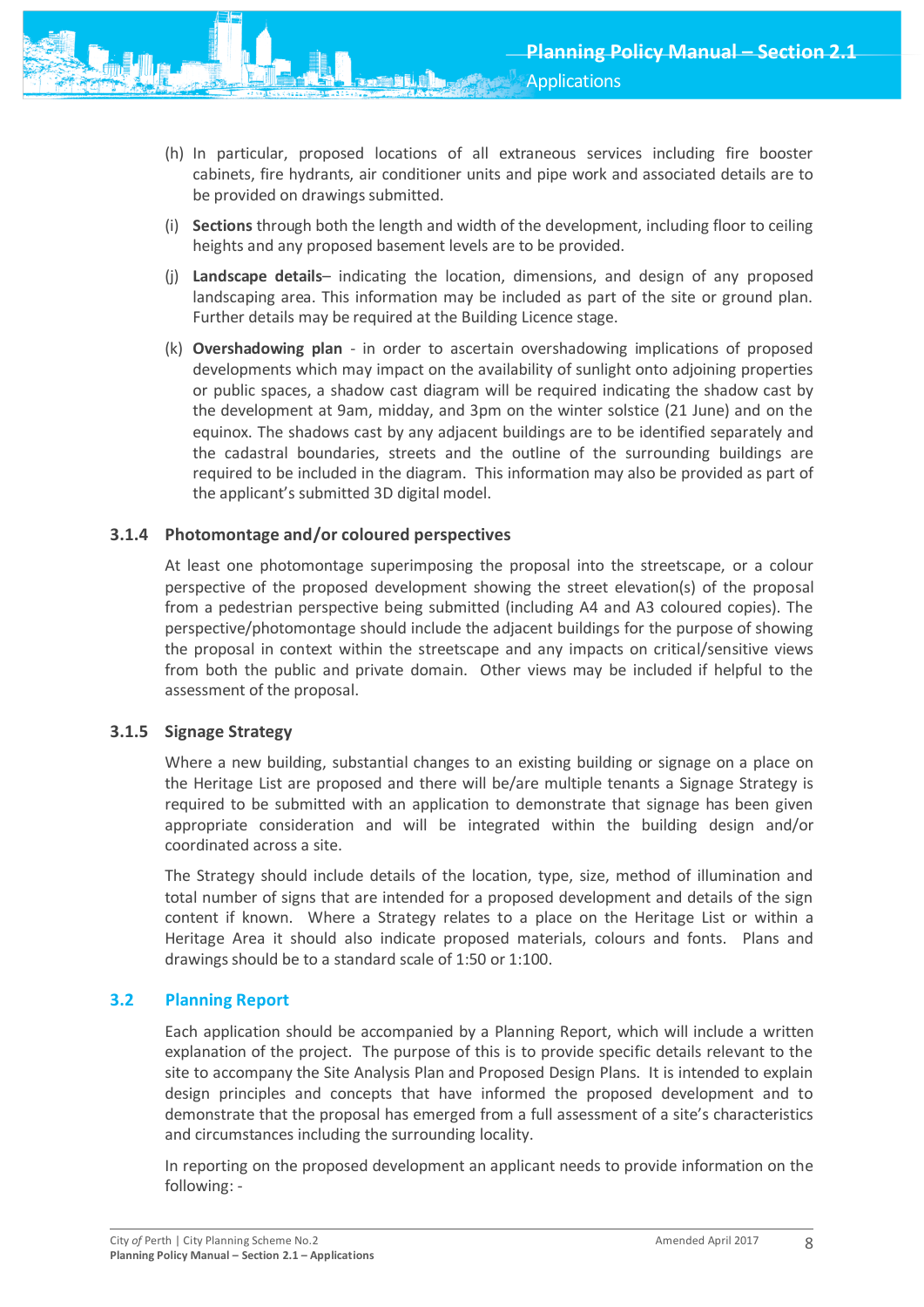(h) In particular, proposed locations of all extraneous services including fire booster cabinets, fire hydrants, air conditioner units and pipe work and associated details are to be provided on drawings submitted.

(i) **Sections** through both the length and width of the development, including floor to ceiling heights and any proposed basement levels are to be provided.

(j) **Landscape details**– indicating the location, dimensions, and design of any proposed landscaping area. This information may be included as part of the site or ground plan. Further details may be required at the Building Licence stage.

(k) **Overshadowing plan** - in order to ascertain overshadowing implications of proposed developments which may impact on the availability of sunlight onto adjoining properties or public spaces, a shadow cast diagram will be required indicating the shadow cast by the development at 9am, midday, and 3pm on the winter solstice (21 June) and on the equinox. The shadows cast by any adjacent buildings are to be identified separately and the cadastral boundaries, streets and the outline of the surrounding buildings are required to be included in the diagram. This information may also be provided as part of the applicant's submitted 3D digital model.

### 3.1.4 Photomontage and/or coloured perspectives

At least one photomontage superimposing the proposal into the streetscape, or a colour perspective of the proposed development showing the street elevation(s) of the proposal from a pedestrian perspective being submitted (including A4 and A3 coloured copies). The perspective/photomontage should include the adjacent buildings for the purpose of showing the proposal in context within the streetscape and any impacts on critical/sensitive views from both the public and private domain. Other views may be included if helpful to the assessment of the proposal.

### 3.1.5 Signage Strategy

Where a new building, substantial changes to an existing building or signage on a place on the Heritage List are proposed and there will be/are multiple tenants a Signage Strategy is required to be submitted with an application to demonstrate that signage has been given appropriate consideration and will be integrated within the building design and/or coordinated across a site.

The Strategy should include details of the location, type, size, method of illumination and total number of signs that are intended for a proposed development and details of the sign content if known. Where a Strategy relates to a place on the Heritage List or within a Heritage Area it should also indicate proposed materials, colours and fonts. Plans and drawings should be to a standard scale of 1:50 or 1:100.

## 3.2 Planning Report

Each application should be accompanied by a Planning Report, which will include a written explanation of the project. The purpose of this is to provide specific details relevant to the site to accompany the Site Analysis Plan and Proposed Design Plans. It is intended to explain design principles and concepts that have informed the proposed development and to demonstrate that the proposal has emerged from a full assessment of a site's characteristics and circumstances including the surrounding locality.

In reporting on the proposed development an applicant needs to provide information on the following: -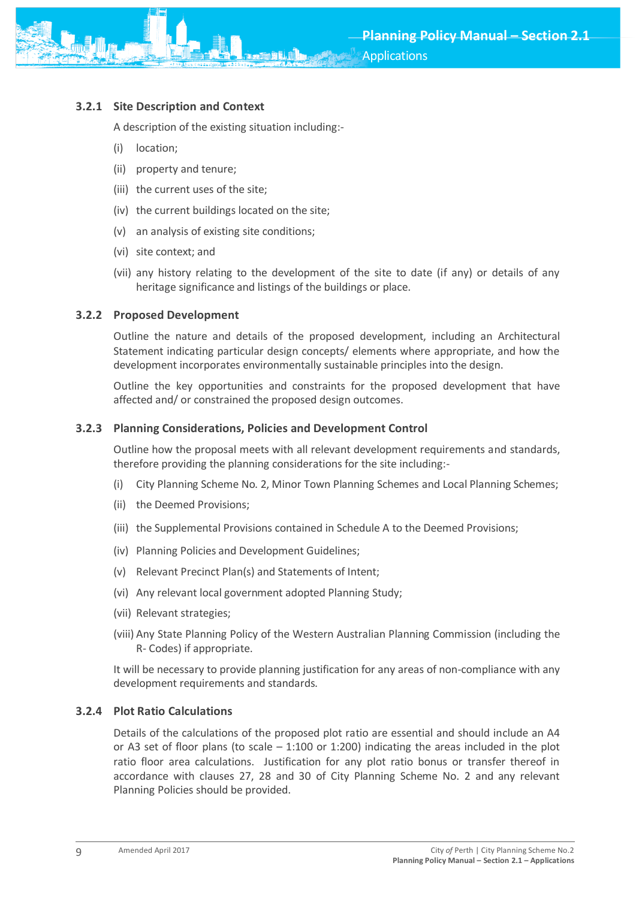### 3.2.1 Site Description and Context

A description of the existing situation including:-

(i) location;

(ii) property and tenure;

(iii) the current uses of the site;

(iv) the current buildings located on the site;

(v) an analysis of existing site conditions;

(vi) site context; and

(vii) any history relating to the development of the site to date (if any) or details of any heritage significance and listings of the buildings or place.

### 3.2.2 Proposed Development

Outline the nature and details of the proposed development, including an Architectural Statement indicating particular design concepts/ elements where appropriate, and how the development incorporates environmentally sustainable principles into the design.

Outline the key opportunities and constraints for the proposed development that have affected and/ or constrained the proposed design outcomes.

### 3.2.3 Planning Considerations, Policies and Development Control

Outline how the proposal meets with all relevant development requirements and standards, therefore providing the planning considerations for the site including:-

(i) City Planning Scheme No. 2, Minor Town Planning Schemes and Local Planning Schemes;

(ii) the Deemed Provisions;

(iii) the Supplemental Provisions contained in Schedule A to the Deemed Provisions;

(iv) Planning Policies and Development Guidelines;

(v) Relevant Precinct Plan(s) and Statements of Intent;

(vi) Any relevant local government adopted Planning Study;

(vii) Relevant strategies;

(viii) Any State Planning Policy of the Western Australian Planning Commission (including the R- Codes) if appropriate.

It will be necessary to provide planning justification for any areas of non-compliance with any development requirements and standards.

### 3.2.4 Plot Ratio Calculations

Details of the calculations of the proposed plot ratio are essential and should include an A4 or A3 set of floor plans (to scale – 1:100 or 1:200) indicating the areas included in the plot ratio floor area calculations. Justification for any plot ratio bonus or transfer thereof in accordance with clauses 27, 28 and 30 of City Planning Scheme No. 2 and any relevant Planning Policies should be provided.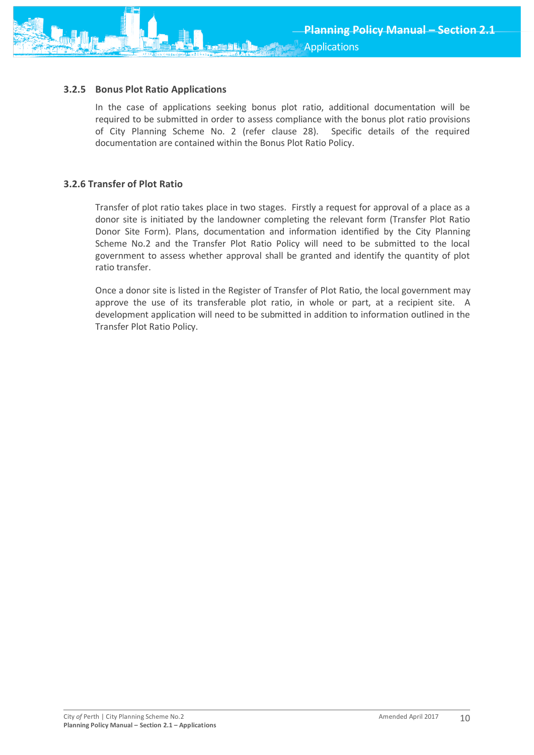### 3.2.5 Bonus Plot Ratio Applications

In the case of applications seeking bonus plot ratio, additional documentation will be required to be submitted in order to assess compliance with the bonus plot ratio provisions of City Planning Scheme No. 2 (refer clause 28). Specific details of the required documentation are contained within the Bonus Plot Ratio Policy.

### 3.2.6 Transfer of Plot Ratio

Transfer of plot ratio takes place in two stages. Firstly a request for approval of a place as a donor site is initiated by the landowner completing the relevant form (Transfer Plot Ratio Donor Site Form). Plans, documentation and information identified by the City Planning Scheme No.2 and the Transfer Plot Ratio Policy will need to be submitted to the local government to assess whether approval shall be granted and identify the quantity of plot ratio transfer.

Once a donor site is listed in the Register of Transfer of Plot Ratio, the local government may approve the use of its transferable plot ratio, in whole or part, at a recipient site. A development application will need to be submitted in addition to information outlined in the Transfer Plot Ratio Policy.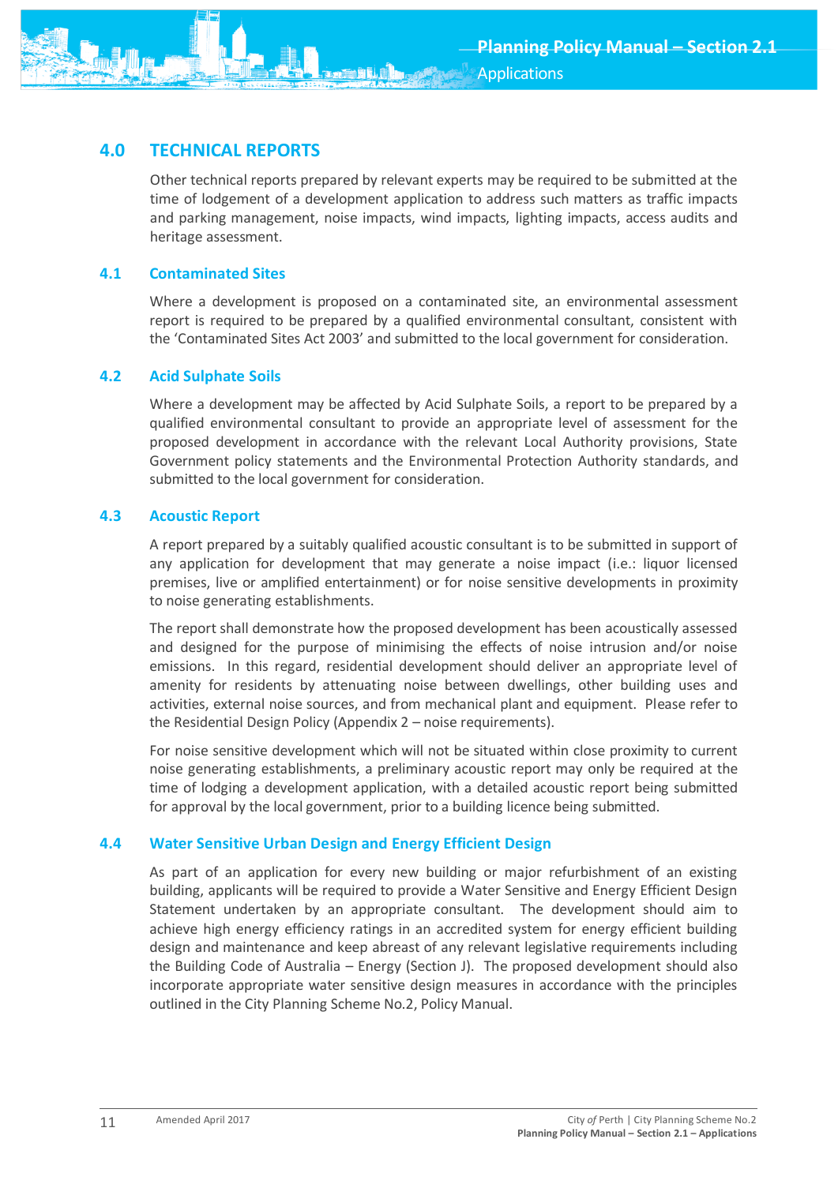# 4.0 TECHNICAL REPORTS

Other technical reports prepared by relevant experts may be required to be submitted at the time of lodgement of a development application to address such matters as traffic impacts and parking management, noise impacts, wind impacts, lighting impacts, access audits and heritage assessment.

## 4.1 Contaminated Sites

Where a development is proposed on a contaminated site, an environmental assessment report is required to be prepared by a qualified environmental consultant, consistent with the 'Contaminated Sites Act 2003' and submitted to the local government for consideration.

## 4.2 Acid Sulphate Soils

Where a development may be affected by Acid Sulphate Soils, a report to be prepared by a qualified environmental consultant to provide an appropriate level of assessment for the proposed development in accordance with the relevant Local Authority provisions, State Government policy statements and the Environmental Protection Authority standards, and submitted to the local government for consideration.

## 4.3 Acoustic Report

A report prepared by a suitably qualified acoustic consultant is to be submitted in support of any application for development that may generate a noise impact (i.e.: liquor licensed premises, live or amplified entertainment) or for noise sensitive developments in proximity to noise generating establishments.

The report shall demonstrate how the proposed development has been acoustically assessed and designed for the purpose of minimising the effects of noise intrusion and/or noise emissions. In this regard, residential development should deliver an appropriate level of amenity for residents by attenuating noise between dwellings, other building uses and activities, external noise sources, and from mechanical plant and equipment. Please refer to the Residential Design Policy (Appendix 2 – noise requirements).

For noise sensitive development which will not be situated within close proximity to current noise generating establishments, a preliminary acoustic report may only be required at the time of lodging a development application, with a detailed acoustic report being submitted for approval by the local government, prior to a building licence being submitted.

## 4.4 Water Sensitive Urban Design and Energy Efficient Design

As part of an application for every new building or major refurbishment of an existing building, applicants will be required to provide a Water Sensitive and Energy Efficient Design Statement undertaken by an appropriate consultant. The development should aim to achieve high energy efficiency ratings in an accredited system for energy efficient building design and maintenance and keep abreast of any relevant legislative requirements including the Building Code of Australia – Energy (Section J). The proposed development should also incorporate appropriate water sensitive design measures in accordance with the principles outlined in the City Planning Scheme No.2, Policy Manual.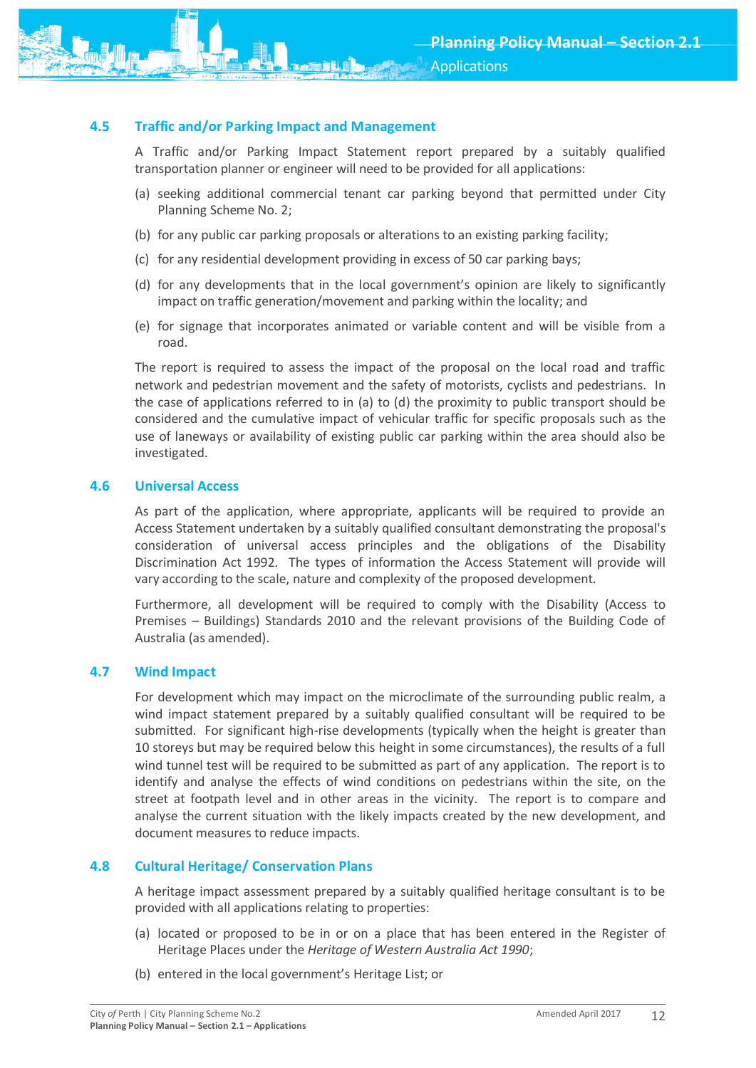### 4.5 Traffic and/or Parking Impact and Management

A Traffic and/or Parking Impact Statement report prepared by a suitably qualified transportation planner or engineer will need to be provided for all applications:

(a) seeking additional commercial tenant car parking beyond that permitted under City Planning Scheme No. 2;

(b) for any public car parking proposals or alterations to an existing parking facility;

(c) for any residential development providing in excess of 50 car parking bays;

(d) for any developments that in the local government's opinion are likely to significantly impact on traffic generation/movement and parking within the locality; and

(e) for signage that incorporates animated or variable content and will be visible from a road.

The report is required to assess the impact of the proposal on the local road and traffic network and pedestrian movement and the safety of motorists, cyclists and pedestrians. In the case of applications referred to in (a) to (d) the proximity to public transport should be considered and the cumulative impact of vehicular traffic for specific proposals such as the use of laneways or availability of existing public car parking within the area should also be investigated.

### 4.6 Universal Access

As part of the application, where appropriate, applicants will be required to provide an Access Statement undertaken by a suitably qualified consultant demonstrating the proposal's consideration of universal access principles and the obligations of the Disability Discrimination Act 1992. The types of information the Access Statement will provide will vary according to the scale, nature and complexity of the proposed development.

Furthermore, all development will be required to comply with the Disability (Access to Premises – Buildings) Standards 2010 and the relevant provisions of the Building Code of Australia (as amended).

### 4.7 Wind Impact

For development which may impact on the microclimate of the surrounding public realm, a wind impact statement prepared by a suitably qualified consultant will be required to be submitted. For significant high-rise developments (typically when the height is greater than 10 storeys but may be required below this height in some circumstances), the results of a full wind tunnel test will be required to be submitted as part of any application. The report is to identify and analyse the effects of wind conditions on pedestrians within the site, on the street at footpath level and in other areas in the vicinity. The report is to compare and analyse the current situation with the likely impacts created by the new development, and document measures to reduce impacts.

### 4.8 Cultural Heritage/ Conservation Plans

A heritage impact assessment prepared by a suitably qualified heritage consultant is to be provided with all applications relating to properties:

(a) located or proposed to be in or on a place that has been entered in the Register of Heritage Places under the *Heritage of Western Australia Act 1990*;

(b) entered in the local government's Heritage List; or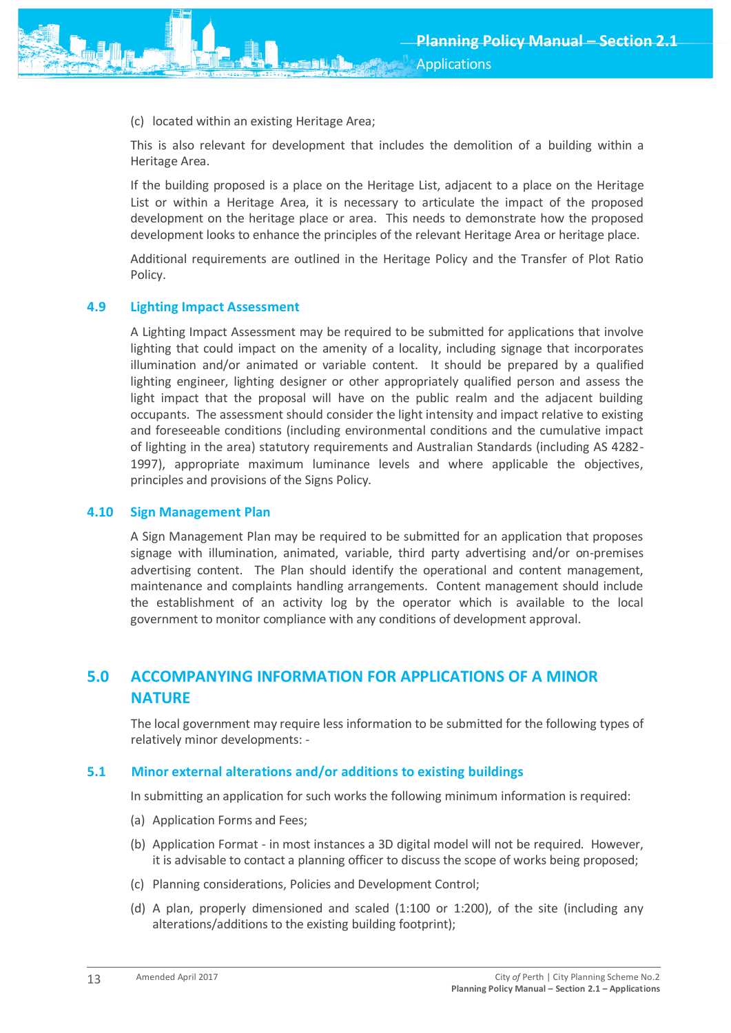(c) located within an existing Heritage Area;

This is also relevant for development that includes the demolition of a building within a Heritage Area.

If the building proposed is a place on the Heritage List, adjacent to a place on the Heritage List or within a Heritage Area, it is necessary to articulate the impact of the proposed development on the heritage place or area. This needs to demonstrate how the proposed development looks to enhance the principles of the relevant Heritage Area or heritage place.

Additional requirements are outlined in the Heritage Policy and the Transfer of Plot Ratio Policy.

### 4.9 Lighting Impact Assessment

A Lighting Impact Assessment may be required to be submitted for applications that involve lighting that could impact on the amenity of a locality, including signage that incorporates illumination and/or animated or variable content. It should be prepared by a qualified lighting engineer, lighting designer or other appropriately qualified person and assess the light impact that the proposal will have on the public realm and the adjacent building occupants. The assessment should consider the light intensity and impact relative to existing and foreseeable conditions (including environmental conditions and the cumulative impact of lighting in the area) statutory requirements and Australian Standards (including AS 4282-1997), appropriate maximum luminance levels and where applicable the objectives, principles and provisions of the Signs Policy.

### 4.10 Sign Management Plan

A Sign Management Plan may be required to be submitted for an application that proposes signage with illumination, animated, variable, third party advertising and/or on-premises advertising content. The Plan should identify the operational and content management, maintenance and complaints handling arrangements. Content management should include the establishment of an activity log by the operator which is available to the local government to monitor compliance with any conditions of development approval.

## 5.0 ACCOMPANYING INFORMATION FOR APPLICATIONS OF A MINOR NATURE

The local government may require less information to be submitted for the following types of relatively minor developments: -

### 5.1 Minor external alterations and/or additions to existing buildings

In submitting an application for such works the following minimum information is required:

(a) Application Forms and Fees;

(b) Application Format - in most instances a 3D digital model will not be required. However, it is advisable to contact a planning officer to discuss the scope of works being proposed;

(c) Planning considerations, Policies and Development Control;

(d) A plan, properly dimensioned and scaled (1:100 or 1:200), of the site (including any alterations/additions to the existing building footprint);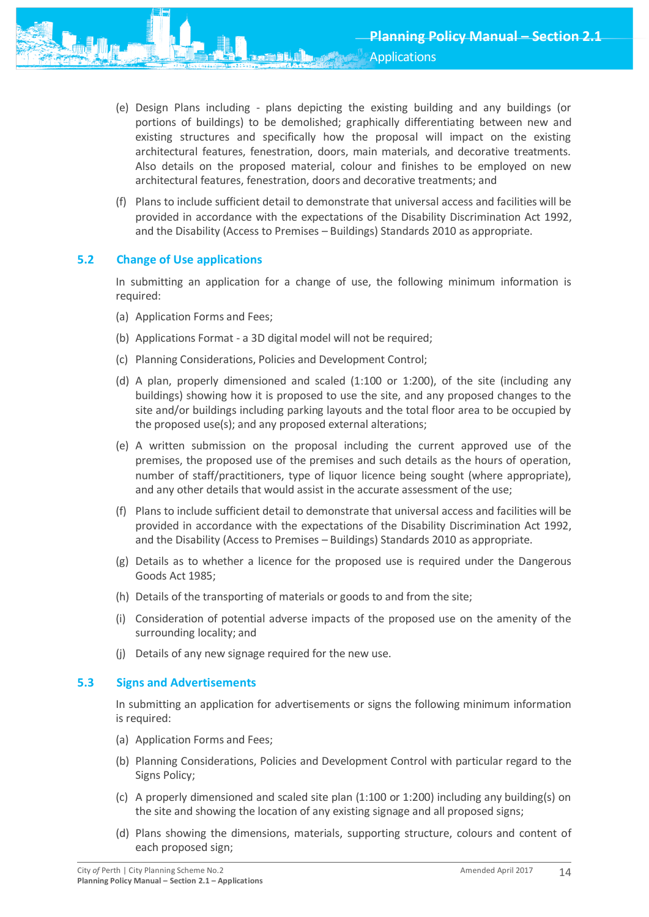(e) Design Plans including - plans depicting the existing building and any buildings (or portions of buildings) to be demolished; graphically differentiating between new and existing structures and specifically how the proposal will impact on the existing architectural features, fenestration, doors, main materials, and decorative treatments. Also details on the proposed material, colour and finishes to be employed on new architectural features, fenestration, doors and decorative treatments; and

(f) Plans to include sufficient detail to demonstrate that universal access and facilities will be provided in accordance with the expectations of the Disability Discrimination Act 1992, and the Disability (Access to Premises – Buildings) Standards 2010 as appropriate.

## 5.2 Change of Use applications

In submitting an application for a change of use, the following minimum information is required:

(a) Application Forms and Fees;

(b) Applications Format - a 3D digital model will not be required;

(c) Planning Considerations, Policies and Development Control;

(d) A plan, properly dimensioned and scaled (1:100 or 1:200), of the site (including any buildings) showing how it is proposed to use the site, and any proposed changes to the site and/or buildings including parking layouts and the total floor area to be occupied by the proposed use(s); and any proposed external alterations;

(e) A written submission on the proposal including the current approved use of the premises, the proposed use of the premises and such details as the hours of operation, number of staff/practitioners, type of liquor licence being sought (where appropriate), and any other details that would assist in the accurate assessment of the use;

(f) Plans to include sufficient detail to demonstrate that universal access and facilities will be provided in accordance with the expectations of the Disability Discrimination Act 1992, and the Disability (Access to Premises – Buildings) Standards 2010 as appropriate.

(g) Details as to whether a licence for the proposed use is required under the Dangerous Goods Act 1985;

(h) Details of the transporting of materials or goods to and from the site;

(i) Consideration of potential adverse impacts of the proposed use on the amenity of the surrounding locality; and

(j) Details of any new signage required for the new use.

## 5.3 Signs and Advertisements

In submitting an application for advertisements or signs the following minimum information is required:

(a) Application Forms and Fees;

(b) Planning Considerations, Policies and Development Control with particular regard to the Signs Policy;

(c) A properly dimensioned and scaled site plan (1:100 or 1:200) including any building(s) on the site and showing the location of any existing signage and all proposed signs;

(d) Plans showing the dimensions, materials, supporting structure, colours and content of each proposed sign;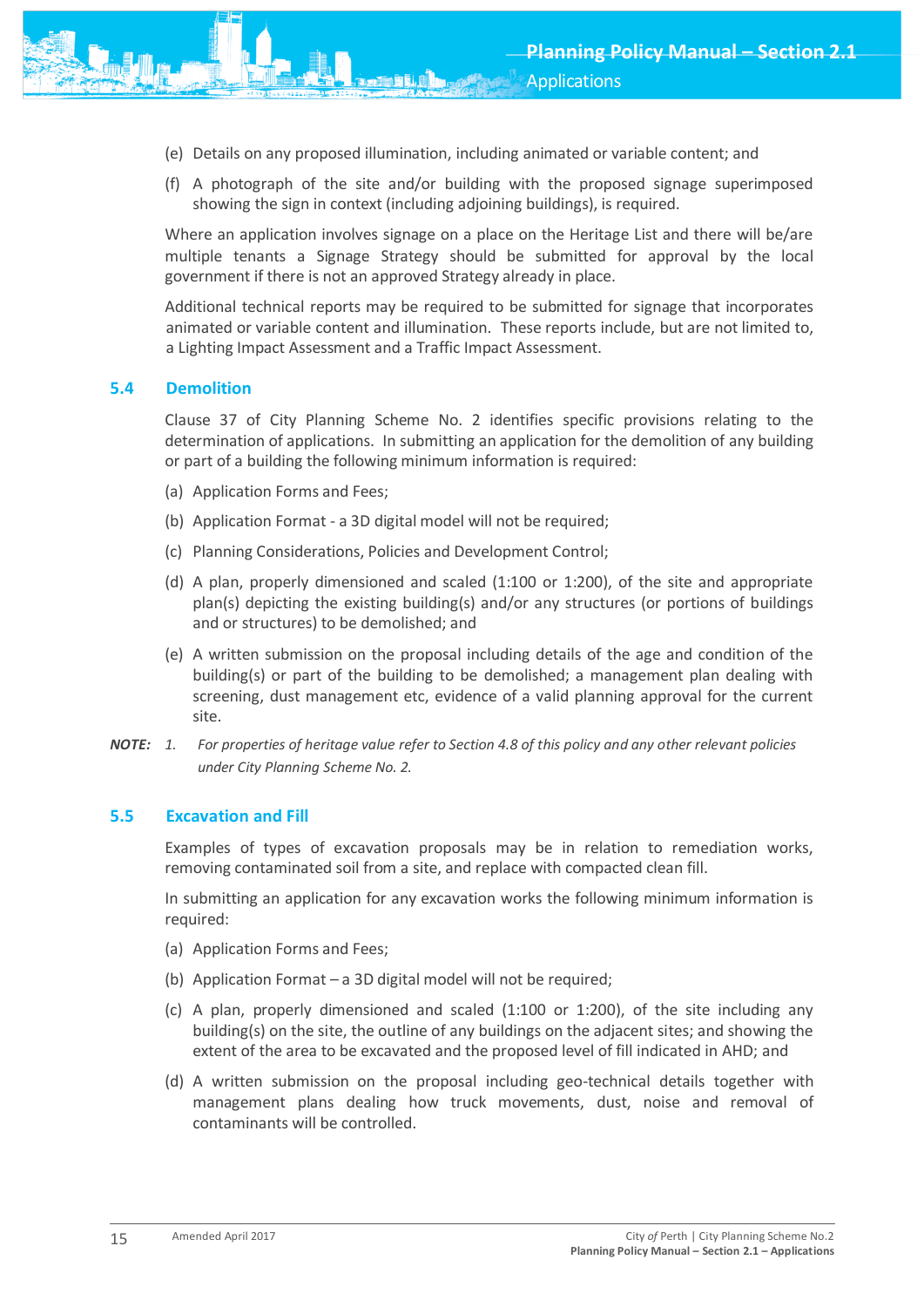(e) Details on any proposed illumination, including animated or variable content; and

(f) A photograph of the site and/or building with the proposed signage superimposed showing the sign in context (including adjoining buildings), is required.

Where an application involves signage on a place on the Heritage List and there will be/are multiple tenants a Signage Strategy should be submitted for approval by the local government if there is not an approved Strategy already in place.

Additional technical reports may be required to be submitted for signage that incorporates animated or variable content and illumination. These reports include, but are not limited to, a Lighting Impact Assessment and a Traffic Impact Assessment.

### 5.4 Demolition

Clause 37 of City Planning Scheme No. 2 identifies specific provisions relating to the determination of applications. In submitting an application for the demolition of any building or part of a building the following minimum information is required:

(a) Application Forms and Fees;

(b) Application Format - a 3D digital model will not be required;

(c) Planning Considerations, Policies and Development Control;

(d) A plan, properly dimensioned and scaled (1:100 or 1:200), of the site and appropriate plan(s) depicting the existing building(s) and/or any structures (or portions of buildings and or structures) to be demolished; and

(e) A written submission on the proposal including details of the age and condition of the building(s) or part of the building to be demolished; a management plan dealing with screening, dust management etc, evidence of a valid planning approval for the current site.

***NOTE:*** 1. *For properties of heritage value refer to Section 4.8 of this policy and any other relevant policies under City Planning Scheme No. 2.*

### 5.5 Excavation and Fill

Examples of types of excavation proposals may be in relation to remediation works, removing contaminated soil from a site, and replace with compacted clean fill.

In submitting an application for any excavation works the following minimum information is required:

(a) Application Forms and Fees;

(b) Application Format – a 3D digital model will not be required;

(c) A plan, properly dimensioned and scaled (1:100 or 1:200), of the site including any building(s) on the site, the outline of any buildings on the adjacent sites; and showing the extent of the area to be excavated and the proposed level of fill indicated in AHD; and

(d) A written submission on the proposal including geo-technical details together with management plans dealing how truck movements, dust, noise and removal of contaminants will be controlled.